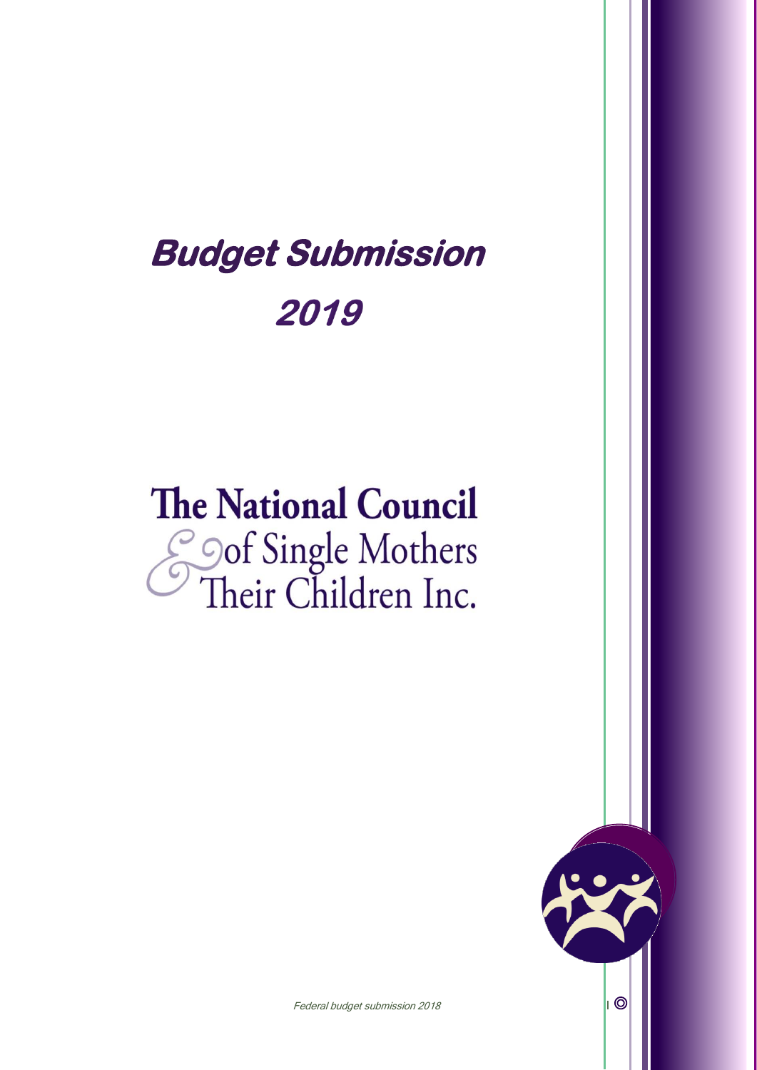# *Budget Submission 2019*

The National Council of Single Mothers & Their Children Inc.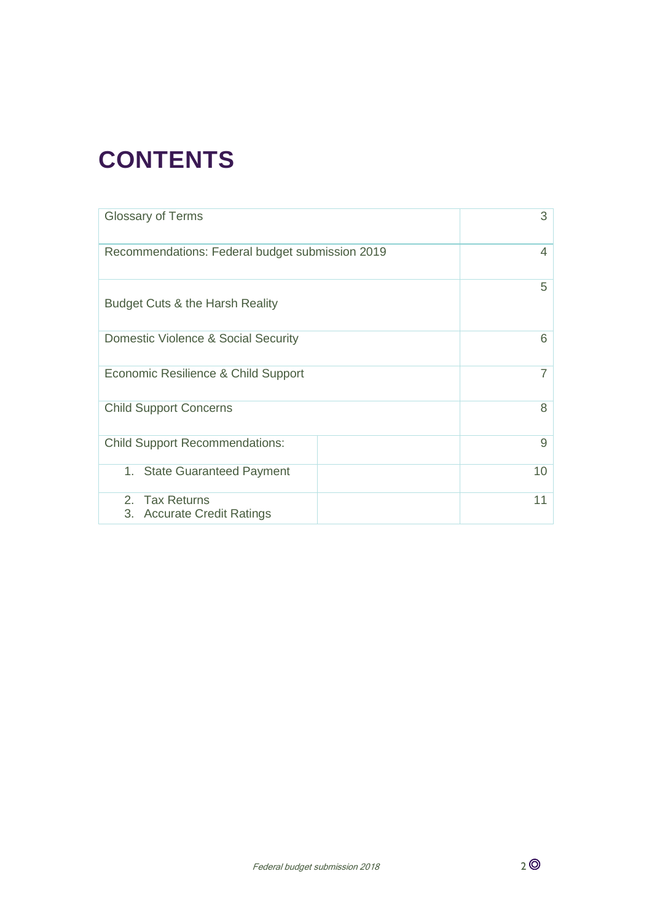# CONTENTS

| | |
|---|---|
| Glossary of Terms | 3 |
| Recommendations: Federal budget submission 2019 | 4 |
| Budget Cuts & the Harsh Reality | 5 |
| Domestic Violence & Social Security | 6 |
| Economic Resilience & Child Support | 7 |
| Child Support Concerns | 8 |
| Child Support Recommendations: | 9 |
| 1. State Guaranteed Payment | 10 |
| 2. Tax Returns<br>3. Accurate Credit Ratings | 11 |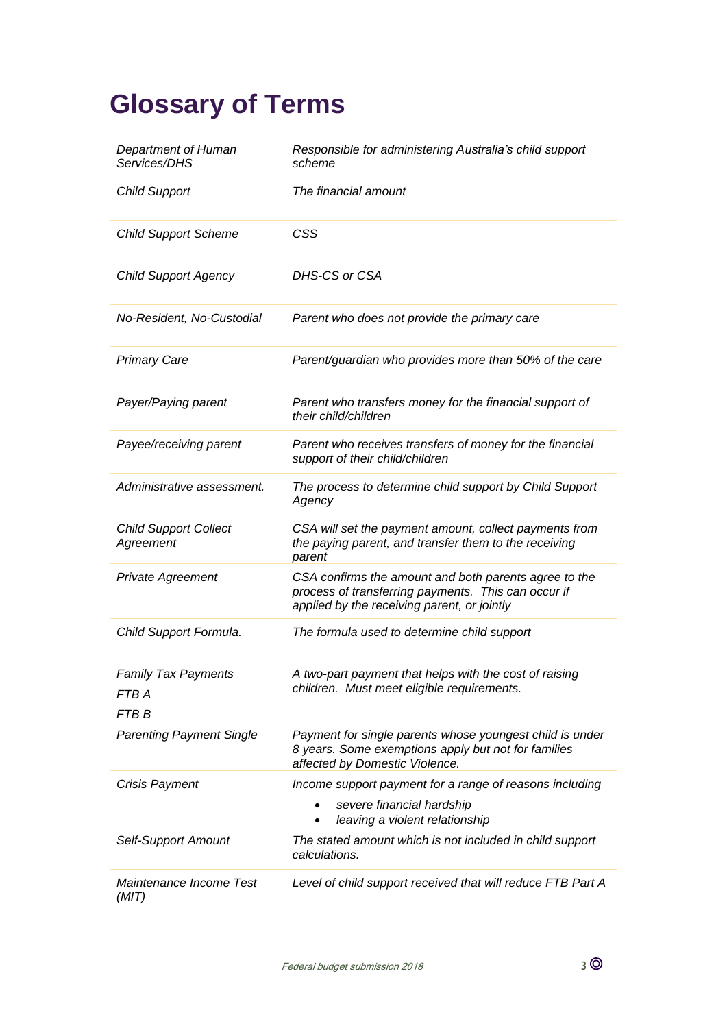# Glossary of Terms

| | |
|---|---|
| *Department of Human Services/DHS* | *Responsible for administering Australia's child support scheme* |
| *Child Support* | *The financial amount* |
| *Child Support Scheme* | *CSS* |
| *Child Support Agency* | *DHS-CS or CSA* |
| *No-Resident, No-Custodial* | *Parent who does not provide the primary care* |
| *Primary Care* | *Parent/guardian who provides more than 50% of the care* |
| *Payer/Paying parent* | *Parent who transfers money for the financial support of their child/children* |
| *Payee/receiving parent* | *Parent who receives transfers of money for the financial support of their child/children* |
| *Administrative assessment.* | *The process to determine child support by Child Support Agency* |
| *Child Support Collect Agreement* | *CSA will set the payment amount, collect payments from the paying parent, and transfer them to the receiving parent* |
| *Private Agreement* | *CSA confirms the amount and both parents agree to the process of transferring payments. This can occur if applied by the receiving parent, or jointly* |
| *Child Support Formula.* | *The formula used to determine child support* |
| *Family Tax Payments*<br>*FTB A*<br>*FTB B* | *A two-part payment that helps with the cost of raising children. Must meet eligible requirements.* |
| *Parenting Payment Single* | *Payment for single parents whose youngest child is under 8 years. Some exemptions apply but not for families affected by Domestic Violence.* |
| *Crisis Payment* | *Income support payment for a range of reasons including*<br>• *severe financial hardship*<br>• *leaving a violent relationship* |
| *Self-Support Amount* | *The stated amount which is not included in child support calculations.* |
| *Maintenance Income Test (MIT)* | *Level of child support received that will reduce FTB Part A* |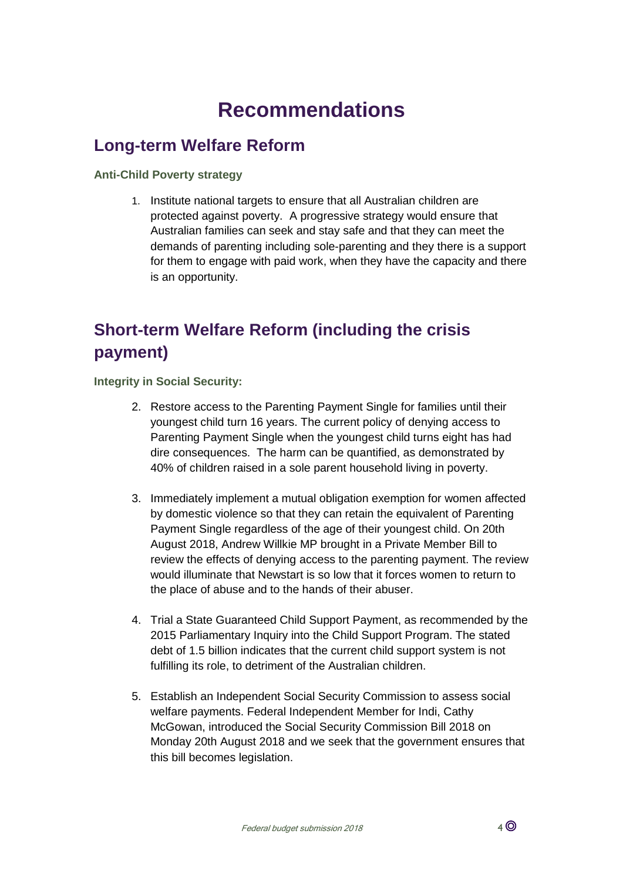# Recommendations

## Long-term Welfare Reform

### Anti-Child Poverty strategy

1. Institute national targets to ensure that all Australian children are protected against poverty. A progressive strategy would ensure that Australian families can seek and stay safe and that they can meet the demands of parenting including sole-parenting and they there is a support for them to engage with paid work, when they have the capacity and there is an opportunity.

## Short-term Welfare Reform (including the crisis payment)

### Integrity in Social Security:

2. Restore access to the Parenting Payment Single for families until their youngest child turn 16 years. The current policy of denying access to Parenting Payment Single when the youngest child turns eight has had dire consequences. The harm can be quantified, as demonstrated by 40% of children raised in a sole parent household living in poverty.

3. Immediately implement a mutual obligation exemption for women affected by domestic violence so that they can retain the equivalent of Parenting Payment Single regardless of the age of their youngest child. On 20th August 2018, Andrew Willkie MP brought in a Private Member Bill to review the effects of denying access to the parenting payment. The review would illuminate that Newstart is so low that it forces women to return to the place of abuse and to the hands of their abuser.

4. Trial a State Guaranteed Child Support Payment, as recommended by the 2015 Parliamentary Inquiry into the Child Support Program. The stated debt of 1.5 billion indicates that the current child support system is not fulfilling its role, to detriment of the Australian children.

5. Establish an Independent Social Security Commission to assess social welfare payments. Federal Independent Member for Indi, Cathy McGowan, introduced the Social Security Commission Bill 2018 on Monday 20th August 2018 and we seek that the government ensures that this bill becomes legislation.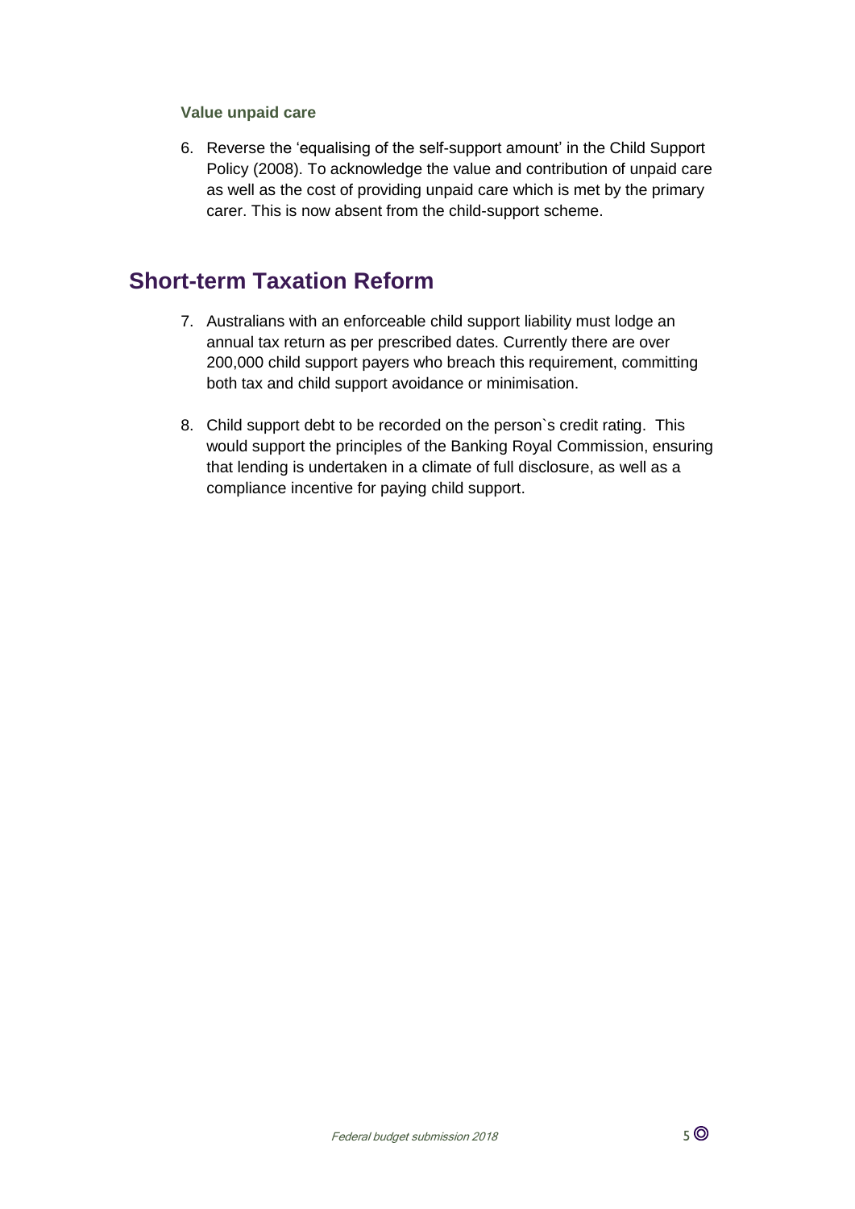### Value unpaid care

6. Reverse the 'equalising of the self-support amount' in the Child Support Policy (2008). To acknowledge the value and contribution of unpaid care as well as the cost of providing unpaid care which is met by the primary carer. This is now absent from the child-support scheme.

## Short-term Taxation Reform

7. Australians with an enforceable child support liability must lodge an annual tax return as per prescribed dates. Currently there are over 200,000 child support payers who breach this requirement, committing both tax and child support avoidance or minimisation.

8. Child support debt to be recorded on the person`s credit rating. This would support the principles of the Banking Royal Commission, ensuring that lending is undertaken in a climate of full disclosure, as well as a compliance incentive for paying child support.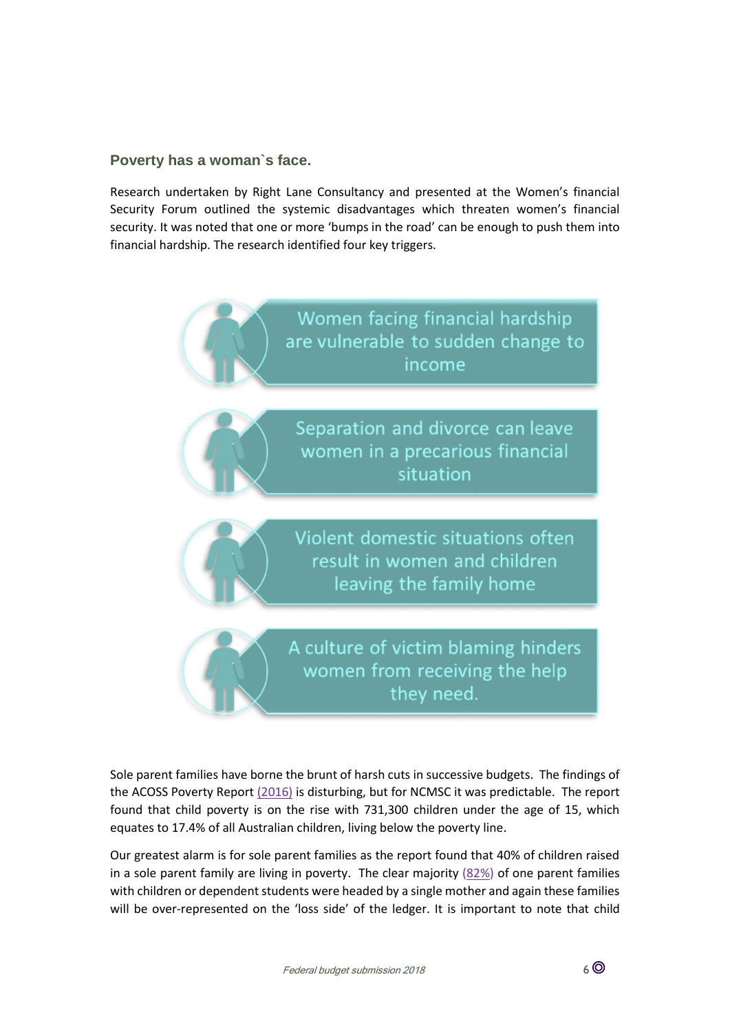## Poverty has a woman`s face.

Research undertaken by Right Lane Consultancy and presented at the Women's financial Security Forum outlined the systemic disadvantages which threaten women's financial security. It was noted that one or more 'bumps in the road' can be enough to push them into financial hardship. The research identified four key triggers.

- Women facing financial hardship are vulnerable to sudden change to income
- Separation and divorce can leave women in a precarious financial situation
- Violent domestic situations often result in women and children leaving the family home
- A culture of victim blaming hinders women from receiving the help they need.

Sole parent families have borne the brunt of harsh cuts in successive budgets. The findings of the ACOSS Poverty Report (2016) is disturbing, but for NCMSC it was predictable. The report found that child poverty is on the rise with 731,300 children under the age of 15, which equates to 17.4% of all Australian children, living below the poverty line.

Our greatest alarm is for sole parent families as the report found that 40% of children raised in a sole parent family are living in poverty. The clear majority (82%) of one parent families with children or dependent students were headed by a single mother and again these families will be over-represented on the 'loss side' of the ledger. It is important to note that child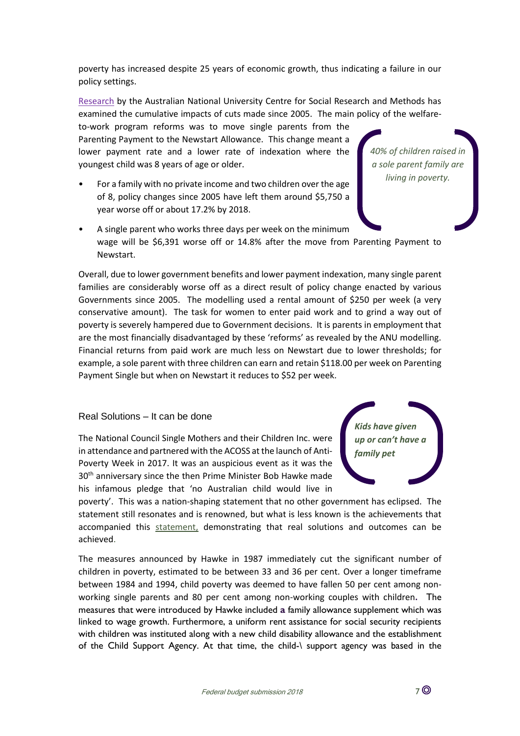poverty has increased despite 25 years of economic growth, thus indicating a failure in our policy settings.

Research by the Australian National University Centre for Social Research and Methods has examined the cumulative impacts of cuts made since 2005. The main policy of the welfare-to-work program reforms was to move single parents from the Parenting Payment to the Newstart Allowance. This change meant a lower payment rate and a lower rate of indexation where the youngest child was 8 years of age or older.

> *40% of children raised in a sole parent family are living in poverty.*

- For a family with no private income and two children over the age of 8, policy changes since 2005 have left them around $5,750 a year worse off or about 17.2% by 2018.
- A single parent who works three days per week on the minimum wage will be $6,391 worse off or 14.8% after the move from Parenting Payment to Newstart.

Overall, due to lower government benefits and lower payment indexation, many single parent families are considerably worse off as a direct result of policy change enacted by various Governments since 2005. The modelling used a rental amount of $250 per week (a very conservative amount). The task for women to enter paid work and to grind a way out of poverty is severely hampered due to Government decisions. It is parents in employment that are the most financially disadvantaged by these 'reforms' as revealed by the ANU modelling. Financial returns from paid work are much less on Newstart due to lower thresholds; for example, a sole parent with three children can earn and retain $118.00 per week on Parenting Payment Single but when on Newstart it reduces to $52 per week.

## Real Solutions – It can be done

> ***Kids have given up or can't have a family pet***

The National Council Single Mothers and their Children Inc. were in attendance and partnered with the ACOSS at the launch of Anti-Poverty Week in 2017. It was an auspicious event as it was the 30th anniversary since the then Prime Minister Bob Hawke made his infamous pledge that 'no Australian child would live in poverty'. This was a nation-shaping statement that no other government has eclipsed. The statement still resonates and is renowned, but what is less known is the achievements that accompanied this statement, demonstrating that real solutions and outcomes can be achieved.

The measures announced by Hawke in 1987 immediately cut the significant number of children in poverty, estimated to be between 33 and 36 per cent. Over a longer timeframe between 1984 and 1994, child poverty was deemed to have fallen 50 per cent among non-working single parents and 80 per cent among non-working couples with children. The measures that were introduced by Hawke included a family allowance supplement which was linked to wage growth. Furthermore, a uniform rent assistance for social security recipients with children was instituted along with a new child disability allowance and the establishment of the Child Support Agency. At that time, the child-\ support agency was based in the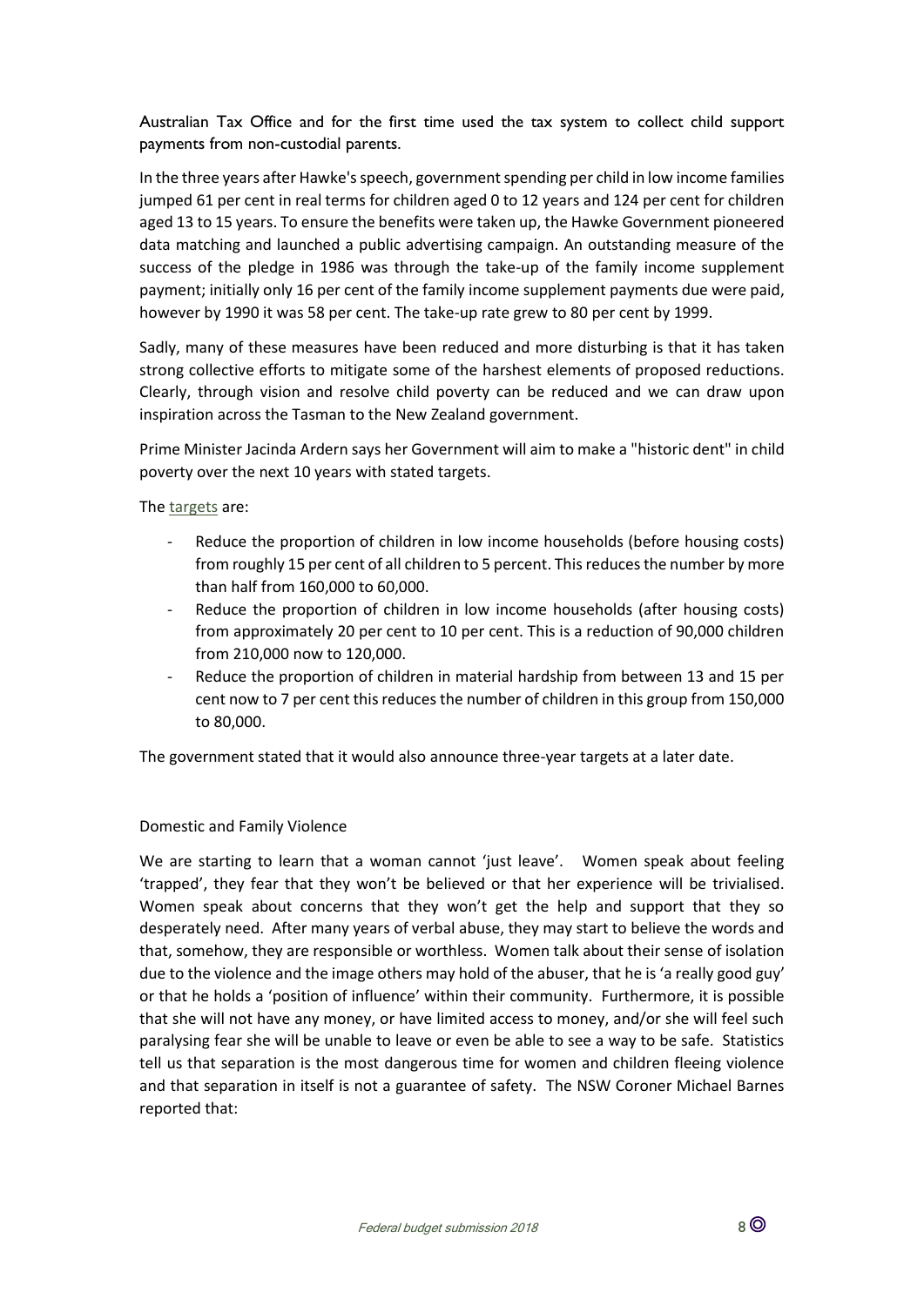Australian Tax Office and for the first time used the tax system to collect child support payments from non-custodial parents.

In the three years after Hawke's speech, government spending per child in low income families jumped 61 per cent in real terms for children aged 0 to 12 years and 124 per cent for children aged 13 to 15 years. To ensure the benefits were taken up, the Hawke Government pioneered data matching and launched a public advertising campaign. An outstanding measure of the success of the pledge in 1986 was through the take-up of the family income supplement payment; initially only 16 per cent of the family income supplement payments due were paid, however by 1990 it was 58 per cent. The take-up rate grew to 80 per cent by 1999.

Sadly, many of these measures have been reduced and more disturbing is that it has taken strong collective efforts to mitigate some of the harshest elements of proposed reductions. Clearly, through vision and resolve child poverty can be reduced and we can draw upon inspiration across the Tasman to the New Zealand government.

Prime Minister Jacinda Ardern says her Government will aim to make a "historic dent" in child poverty over the next 10 years with stated targets.

The targets are:

- Reduce the proportion of children in low income households (before housing costs) from roughly 15 per cent of all children to 5 percent. This reduces the number by more than half from 160,000 to 60,000.
- Reduce the proportion of children in low income households (after housing costs) from approximately 20 per cent to 10 per cent. This is a reduction of 90,000 children from 210,000 now to 120,000.
- Reduce the proportion of children in material hardship from between 13 and 15 per cent now to 7 per cent this reduces the number of children in this group from 150,000 to 80,000.

The government stated that it would also announce three-year targets at a later date.

## Domestic and Family Violence

We are starting to learn that a woman cannot 'just leave'. Women speak about feeling 'trapped', they fear that they won't be believed or that her experience will be trivialised. Women speak about concerns that they won't get the help and support that they so desperately need. After many years of verbal abuse, they may start to believe the words and that, somehow, they are responsible or worthless. Women talk about their sense of isolation due to the violence and the image others may hold of the abuser, that he is 'a really good guy' or that he holds a 'position of influence' within their community. Furthermore, it is possible that she will not have any money, or have limited access to money, and/or she will feel such paralysing fear she will be unable to leave or even be able to see a way to be safe. Statistics tell us that separation is the most dangerous time for women and children fleeing violence and that separation in itself is not a guarantee of safety. The NSW Coroner Michael Barnes reported that: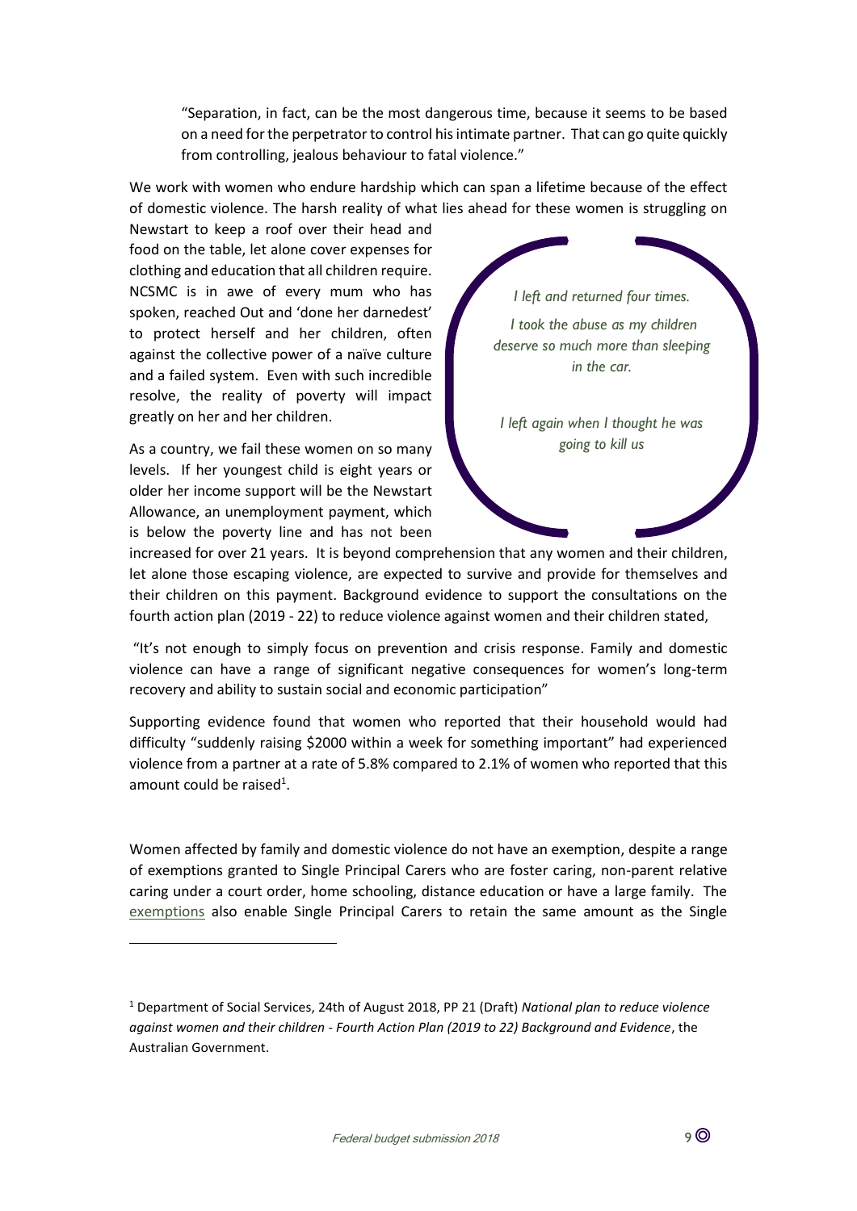> "Separation, in fact, can be the most dangerous time, because it seems to be based on a need for the perpetrator to control his intimate partner. That can go quite quickly from controlling, jealous behaviour to fatal violence."

We work with women who endure hardship which can span a lifetime because of the effect of domestic violence. The harsh reality of what lies ahead for these women is struggling on Newstart to keep a roof over their head and food on the table, let alone cover expenses for clothing and education that all children require. NCSMC is in awe of every mum who has spoken, reached Out and 'done her darnedest' to protect herself and her children, often against the collective power of a naïve culture and a failed system. Even with such incredible resolve, the reality of poverty will impact greatly on her and her children.

> *I left and returned four times.*
>
> *I took the abuse as my children deserve so much more than sleeping in the car.*
>
> *I left again when I thought he was going to kill us*

As a country, we fail these women on so many levels. If her youngest child is eight years or older her income support will be the Newstart Allowance, an unemployment payment, which is below the poverty line and has not been increased for over 21 years. It is beyond comprehension that any women and their children, let alone those escaping violence, are expected to survive and provide for themselves and their children on this payment. Background evidence to support the consultations on the fourth action plan (2019 - 22) to reduce violence against women and their children stated,

"It's not enough to simply focus on prevention and crisis response. Family and domestic violence can have a range of significant negative consequences for women's long-term recovery and ability to sustain social and economic participation"

Supporting evidence found that women who reported that their household would had difficulty "suddenly raising $2000 within a week for something important" had experienced violence from a partner at a rate of 5.8% compared to 2.1% of women who reported that this amount could be raised[1].

Women affected by family and domestic violence do not have an exemption, despite a range of exemptions granted to Single Principal Carers who are foster caring, non-parent relative caring under a court order, home schooling, distance education or have a large family. The exemptions also enable Single Principal Carers to retain the same amount as the Single

---

[1] Department of Social Services, 24th of August 2018, PP 21 (Draft) *National plan to reduce violence against women and their children - Fourth Action Plan (2019 to 22) Background and Evidence*, the Australian Government.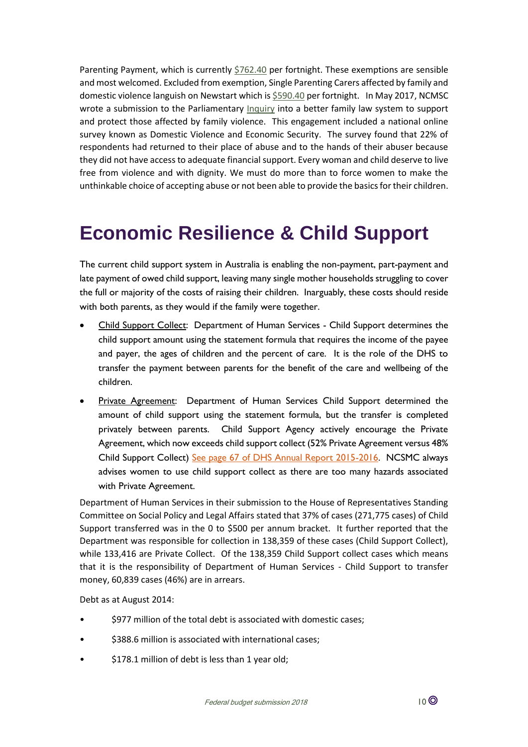Parenting Payment, which is currently $762.40 per fortnight. These exemptions are sensible and most welcomed. Excluded from exemption, Single Parenting Carers affected by family and domestic violence languish on Newstart which is $590.40 per fortnight. In May 2017, NCMSC wrote a submission to the Parliamentary Inquiry into a better family law system to support and protect those affected by family violence. This engagement included a national online survey known as Domestic Violence and Economic Security. The survey found that 22% of respondents had returned to their place of abuse and to the hands of their abuser because they did not have access to adequate financial support. Every woman and child deserve to live free from violence and with dignity. We must do more than to force women to make the unthinkable choice of accepting abuse or not been able to provide the basics for their children.

# Economic Resilience & Child Support

The current child support system in Australia is enabling the non-payment, part-payment and late payment of owed child support, leaving many single mother households struggling to cover the full or majority of the costs of raising their children. Inarguably, these costs should reside with both parents, as they would if the family were together.

- Child Support Collect: Department of Human Services - Child Support determines the child support amount using the statement formula that requires the income of the payee and payer, the ages of children and the percent of care. It is the role of the DHS to transfer the payment between parents for the benefit of the care and wellbeing of the children.
- Private Agreement: Department of Human Services Child Support determined the amount of child support using the statement formula, but the transfer is completed privately between parents. Child Support Agency actively encourage the Private Agreement, which now exceeds child support collect (52% Private Agreement versus 48% Child Support Collect) See page 67 of DHS Annual Report 2015-2016. NCSMC always advises women to use child support collect as there are too many hazards associated with Private Agreement.

Department of Human Services in their submission to the House of Representatives Standing Committee on Social Policy and Legal Affairs stated that 37% of cases (271,775 cases) of Child Support transferred was in the 0 to $500 per annum bracket. It further reported that the Department was responsible for collection in 138,359 of these cases (Child Support Collect), while 133,416 are Private Collect. Of the 138,359 Child Support collect cases which means that it is the responsibility of Department of Human Services - Child Support to transfer money, 60,839 cases (46%) are in arrears.

Debt as at August 2014:

- $977 million of the total debt is associated with domestic cases;
- $388.6 million is associated with international cases;
- $178.1 million of debt is less than 1 year old;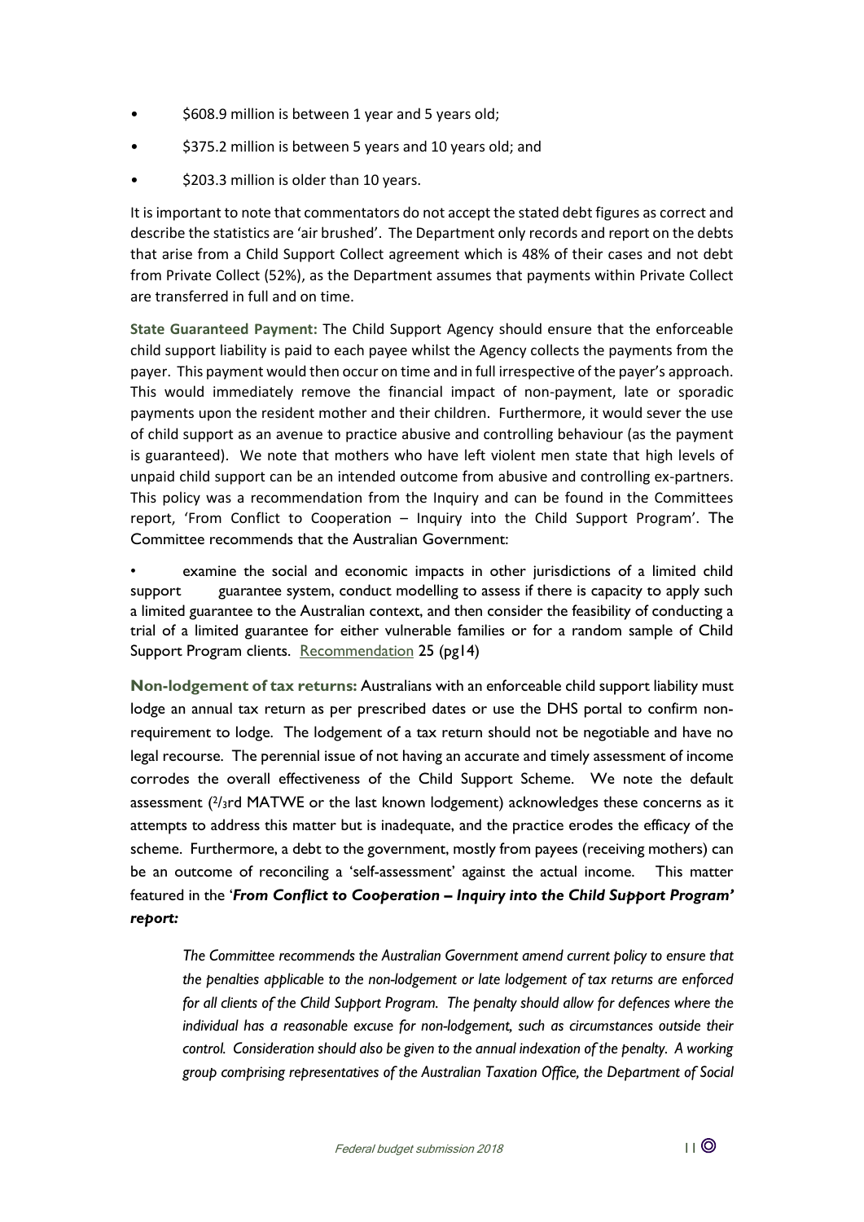- $608.9 million is between 1 year and 5 years old;
- $375.2 million is between 5 years and 10 years old; and
- $203.3 million is older than 10 years.

It is important to note that commentators do not accept the stated debt figures as correct and describe the statistics are 'air brushed'. The Department only records and report on the debts that arise from a Child Support Collect agreement which is 48% of their cases and not debt from Private Collect (52%), as the Department assumes that payments within Private Collect are transferred in full and on time.

**State Guaranteed Payment:** The Child Support Agency should ensure that the enforceable child support liability is paid to each payee whilst the Agency collects the payments from the payer. This payment would then occur on time and in full irrespective of the payer's approach. This would immediately remove the financial impact of non-payment, late or sporadic payments upon the resident mother and their children. Furthermore, it would sever the use of child support as an avenue to practice abusive and controlling behaviour (as the payment is guaranteed). We note that mothers who have left violent men state that high levels of unpaid child support can be an intended outcome from abusive and controlling ex-partners. This policy was a recommendation from the Inquiry and can be found in the Committees report, 'From Conflict to Cooperation – Inquiry into the Child Support Program'. The Committee recommends that the Australian Government:

- examine the social and economic impacts in other jurisdictions of a limited child support guarantee system, conduct modelling to assess if there is capacity to apply such a limited guarantee to the Australian context, and then consider the feasibility of conducting a trial of a limited guarantee for either vulnerable families or for a random sample of Child Support Program clients. Recommendation 25 (pg14)

**Non-lodgement of tax returns:** Australians with an enforceable child support liability must lodge an annual tax return as per prescribed dates or use the DHS portal to confirm non-requirement to lodge. The lodgement of a tax return should not be negotiable and have no legal recourse. The perennial issue of not having an accurate and timely assessment of income corrodes the overall effectiveness of the Child Support Scheme. We note the default assessment (2/3rd MATWE or the last known lodgement) acknowledges these concerns as it attempts to address this matter but is inadequate, and the practice erodes the efficacy of the scheme. Furthermore, a debt to the government, mostly from payees (receiving mothers) can be an outcome of reconciling a 'self-assessment' against the actual income. This matter featured in the '***From Conflict to Cooperation – Inquiry into the Child Support Program' report:***

> *The Committee recommends the Australian Government amend current policy to ensure that the penalties applicable to the non-lodgement or late lodgement of tax returns are enforced for all clients of the Child Support Program. The penalty should allow for defences where the individual has a reasonable excuse for non-lodgement, such as circumstances outside their control. Consideration should also be given to the annual indexation of the penalty. A working group comprising representatives of the Australian Taxation Office, the Department of Social*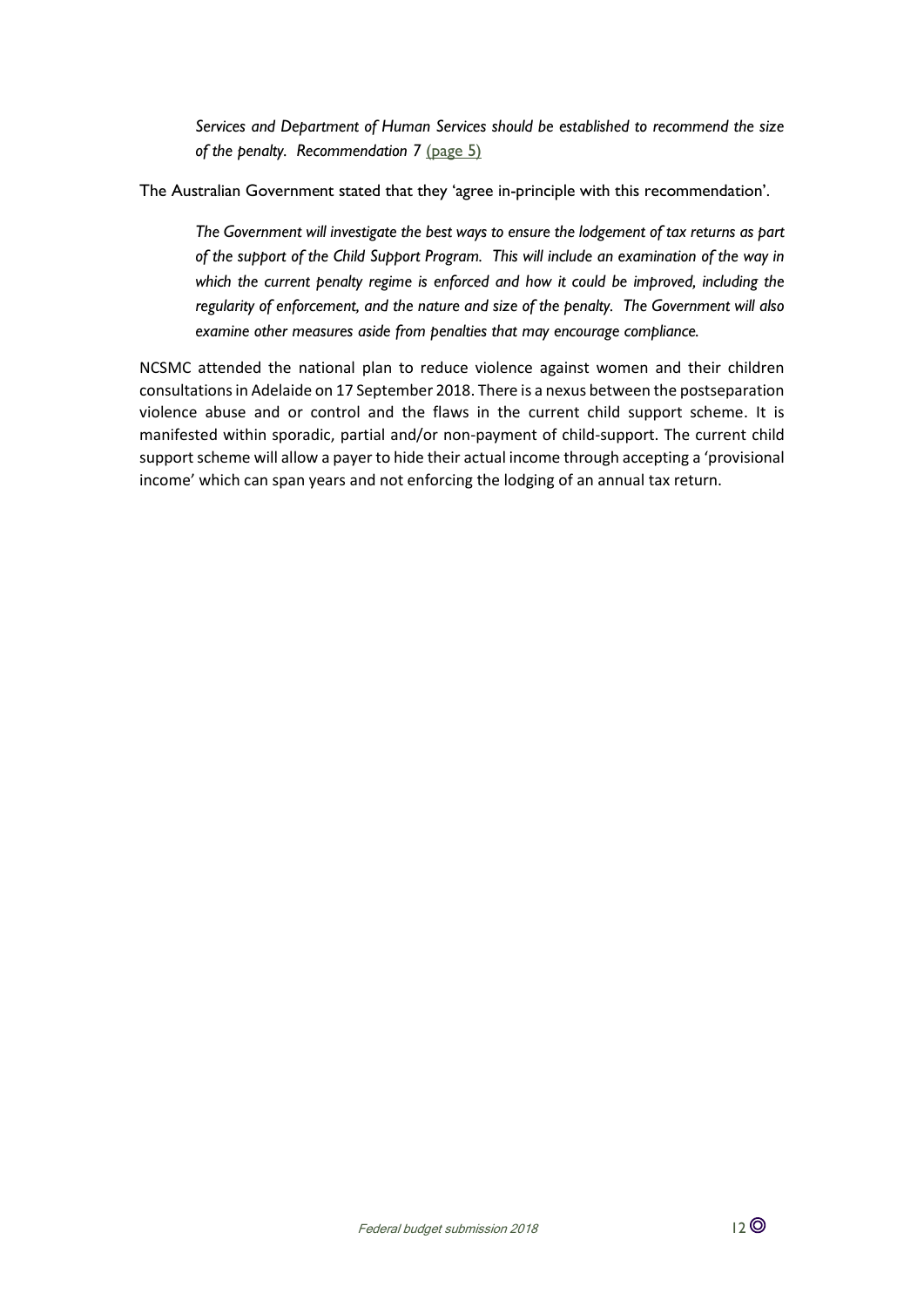*Services and Department of Human Services should be established to recommend the size of the penalty. Recommendation 7* (page 5)

The Australian Government stated that they 'agree in-principle with this recommendation'.

*The Government will investigate the best ways to ensure the lodgement of tax returns as part of the support of the Child Support Program. This will include an examination of the way in which the current penalty regime is enforced and how it could be improved, including the regularity of enforcement, and the nature and size of the penalty. The Government will also examine other measures aside from penalties that may encourage compliance.*

NCSMC attended the national plan to reduce violence against women and their children consultations in Adelaide on 17 September 2018. There is a nexus between the postseparation violence abuse and or control and the flaws in the current child support scheme. It is manifested within sporadic, partial and/or non-payment of child-support. The current child support scheme will allow a payer to hide their actual income through accepting a 'provisional income' which can span years and not enforcing the lodging of an annual tax return.